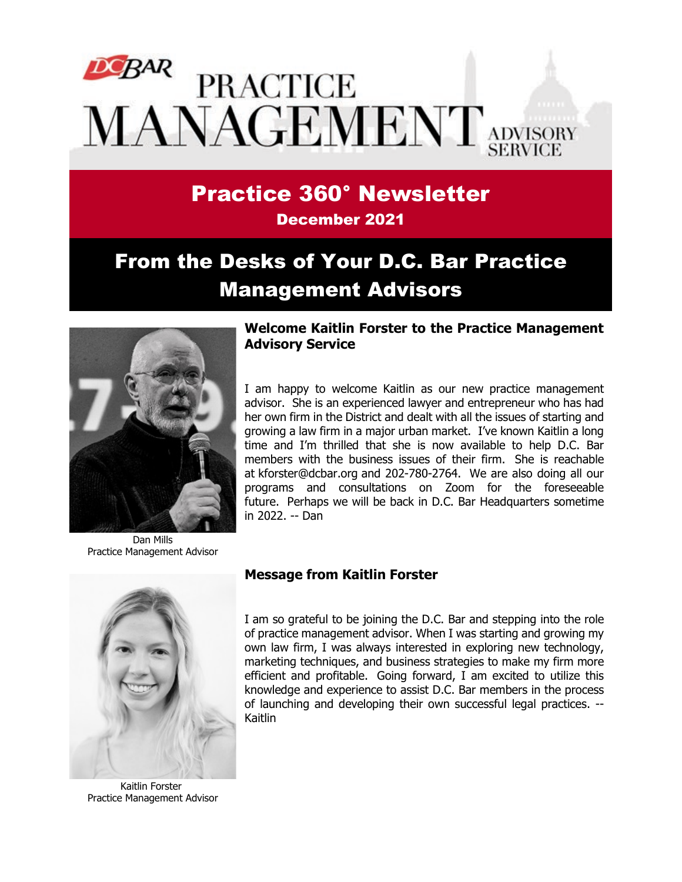# DC BAR PRACTICE MANAGEMENT ADVISORY SERVICE

## Practice 360° Newsletter

**December 2021**

## From the Desks of Your D.C. Bar Practice Management Advisors

### Welcome Kaitlin Forster to the Practice Management Advisory Service

I am happy to welcome Kaitlin as our new practice management advisor. She is an experienced lawyer and entrepreneur who has had her own firm in the District and dealt with all the issues of starting and growing a law firm in a major urban market. I've known Kaitlin a long time and I'm thrilled that she is now available to help D.C. Bar members with the business issues of their firm. She is reachable at kforster@dcbar.org and 202-780-2764. We are also doing all our programs and consultations on Zoom for the foreseeable future. Perhaps we will be back in D.C. Bar Headquarters sometime in 2022. -- Dan

Dan Mills
Practice Management Advisor

### Message from Kaitlin Forster

I am so grateful to be joining the D.C. Bar and stepping into the role of practice management advisor. When I was starting and growing my own law firm, I was always interested in exploring new technology, marketing techniques, and business strategies to make my firm more efficient and profitable. Going forward, I am excited to utilize this knowledge and experience to assist D.C. Bar members in the process of launching and developing their own successful legal practices. -- Kaitlin

Kaitlin Forster
Practice Management Advisor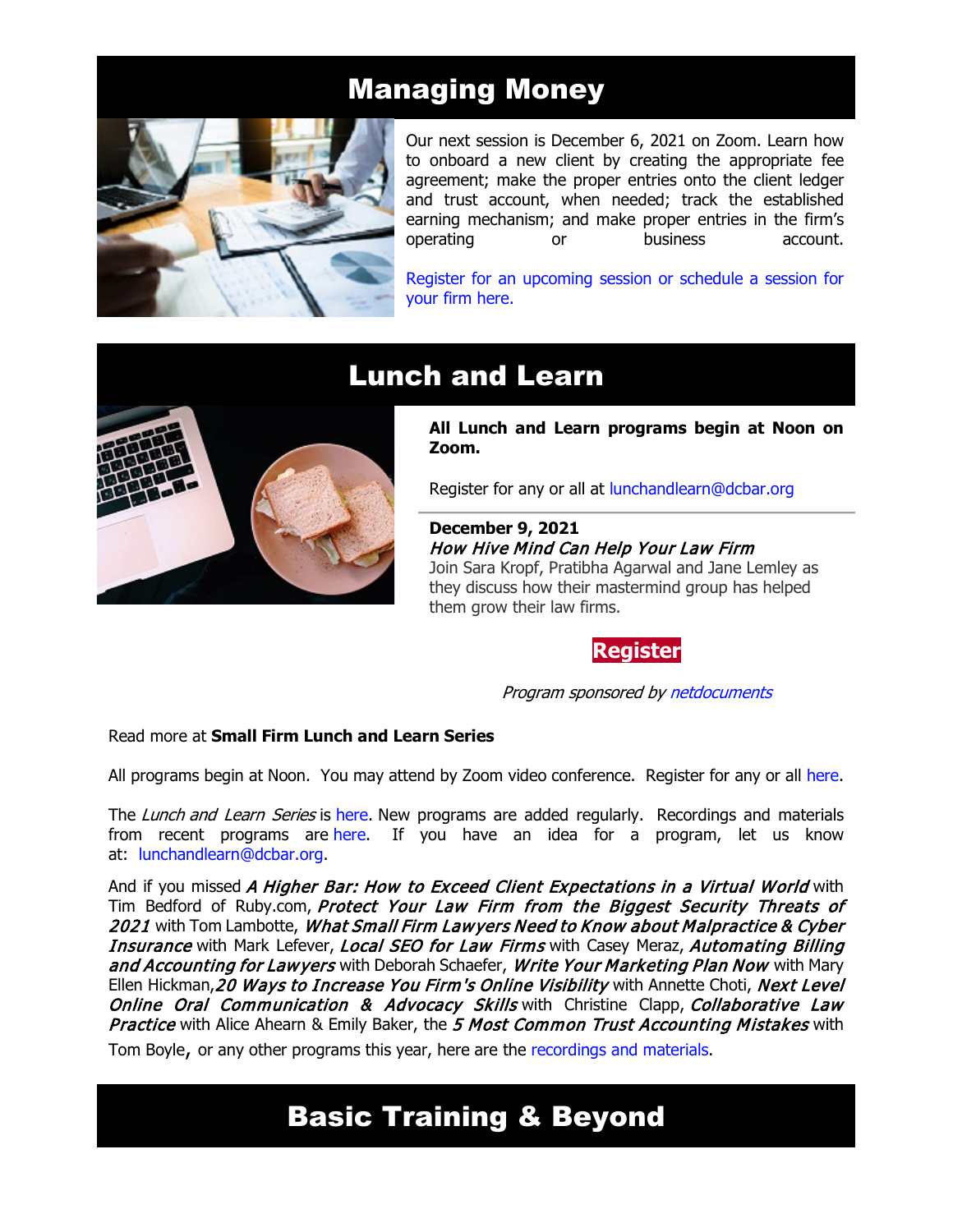# Managing Money

Our next session is December 6, 2021 on Zoom. Learn how to onboard a new client by creating the appropriate fee agreement; make the proper entries onto the client ledger and trust account, when needed; track the established earning mechanism; and make proper entries in the firm's operating or business account.

Register for an upcoming session or schedule a session for your firm here.

# Lunch and Learn

**All Lunch and Learn programs begin at Noon on Zoom.**

Register for any or all at lunchandlearn@dcbar.org

**December 9, 2021**
***How Hive Mind Can Help Your Law Firm***
Join Sara Kropf, Pratibha Agarwal and Jane Lemley as they discuss how their mastermind group has helped them grow their law firms.

**Register**

*Program sponsored by netdocuments*

Read more at **Small Firm Lunch and Learn Series**

All programs begin at Noon. You may attend by Zoom video conference. Register for any or all here.

The *Lunch and Learn Series* is here. New programs are added regularly. Recordings and materials from recent programs are here. If you have an idea for a program, let us know at: lunchandlearn@dcbar.org.

And if you missed ***A Higher Bar: How to Exceed Client Expectations in a Virtual World*** with Tim Bedford of Ruby.com, ***Protect Your Law Firm from the Biggest Security Threats of 2021*** with Tom Lambotte, ***What Small Firm Lawyers Need to Know about Malpractice & Cyber Insurance*** with Mark Lefever, ***Local SEO for Law Firms*** with Casey Meraz, ***Automating Billing and Accounting for Lawyers*** with Deborah Schaefer, ***Write Your Marketing Plan Now*** with Mary Ellen Hickman, ***20 Ways to Increase You Firm's Online Visibility*** with Annette Choti, ***Next Level Online Oral Communication & Advocacy Skills*** with Christine Clapp, ***Collaborative Law Practice*** with Alice Ahearn & Emily Baker, the ***5 Most Common Trust Accounting Mistakes*** with Tom Boyle, or any other programs this year, here are the recordings and materials.

# Basic Training & Beyond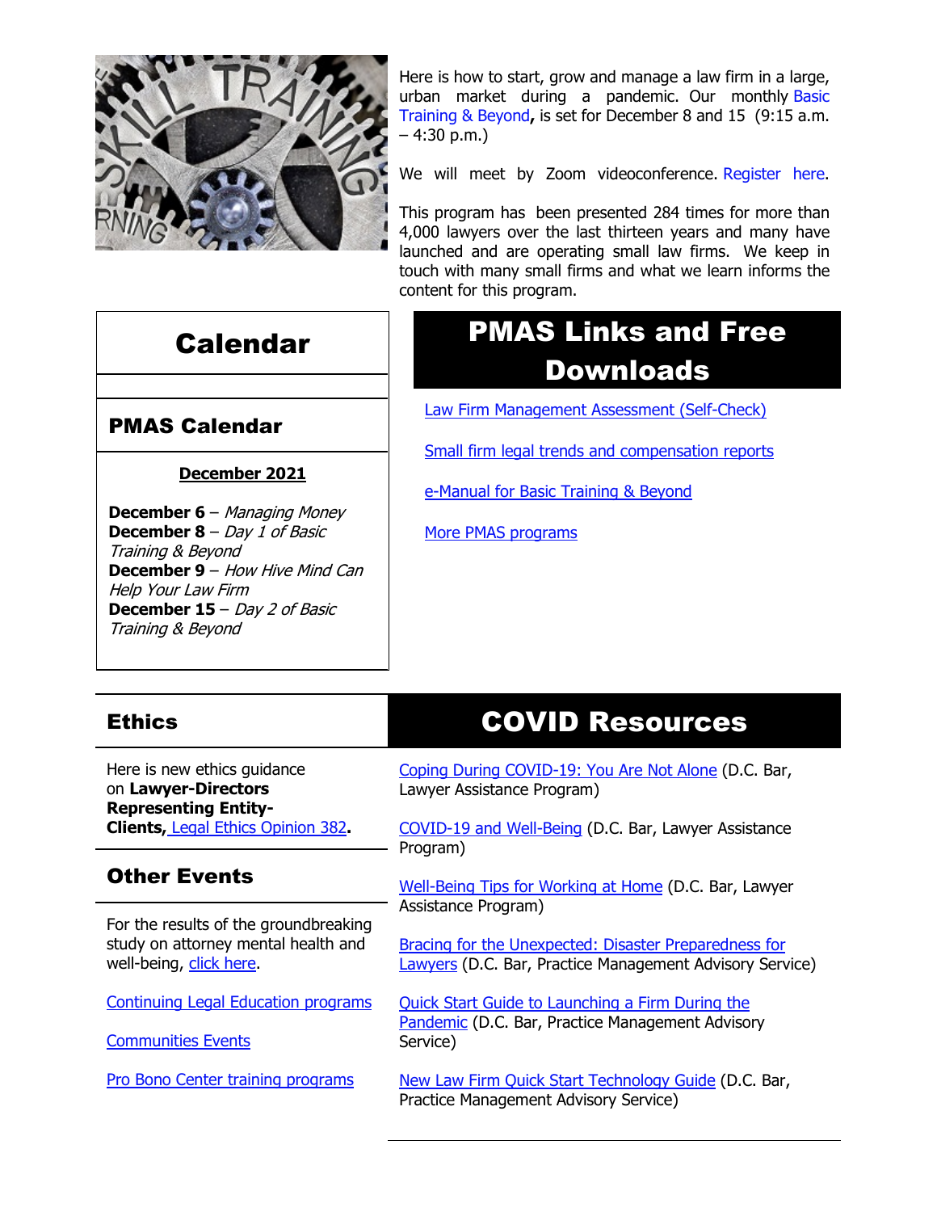Here is how to start, grow and manage a law firm in a large, urban market during a pandemic. Our monthly Basic Training & Beyond**,** is set for December 8 and 15 (9:15 a.m. – 4:30 p.m.)

We will meet by Zoom videoconference. Register here.

This program has been presented 284 times for more than 4,000 lawyers over the last thirteen years and many have launched and are operating small law firms. We keep in touch with many small firms and what we learn informs the content for this program.

# Calendar

## PMAS Calendar

**December 2021**

**December 6** – *Managing Money*
**December 8** – *Day 1 of Basic Training & Beyond*
**December 9** – *How Hive Mind Can Help Your Law Firm*
**December 15** – *Day 2 of Basic Training & Beyond*

# PMAS Links and Free Downloads

Law Firm Management Assessment (Self-Check)

Small firm legal trends and compensation reports

e-Manual for Basic Training & Beyond

More PMAS programs

## Ethics

Here is new ethics guidance on **Lawyer-Directors Representing Entity-Clients,** Legal Ethics Opinion 382**.**

## Other Events

For the results of the groundbreaking study on attorney mental health and well-being, click here.

Continuing Legal Education programs

Communities Events

Pro Bono Center training programs

# COVID Resources

Coping During COVID-19: You Are Not Alone (D.C. Bar, Lawyer Assistance Program)

COVID-19 and Well-Being (D.C. Bar, Lawyer Assistance Program)

Well-Being Tips for Working at Home (D.C. Bar, Lawyer Assistance Program)

Bracing for the Unexpected: Disaster Preparedness for Lawyers (D.C. Bar, Practice Management Advisory Service)

Quick Start Guide to Launching a Firm During the Pandemic (D.C. Bar, Practice Management Advisory Service)

New Law Firm Quick Start Technology Guide (D.C. Bar, Practice Management Advisory Service)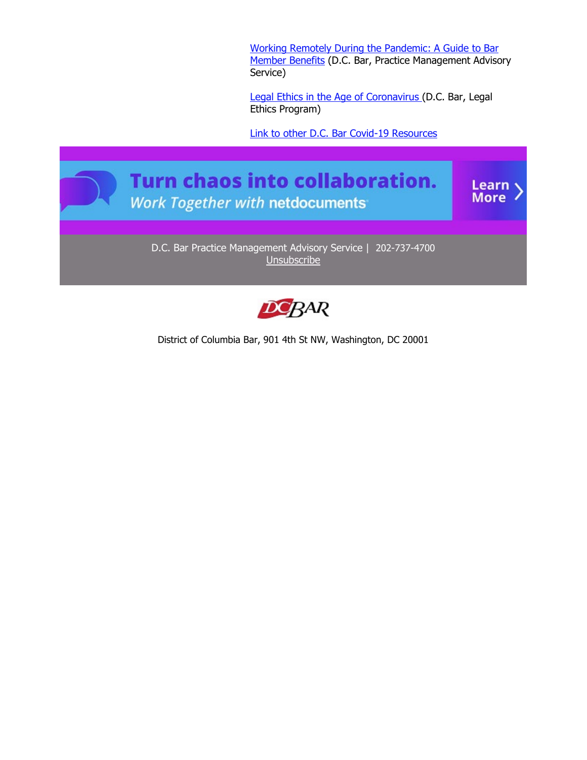Working Remotely During the Pandemic: A Guide to Bar Member Benefits (D.C. Bar, Practice Management Advisory Service)

Legal Ethics in the Age of Coronavirus (D.C. Bar, Legal Ethics Program)

Link to other D.C. Bar Covid-19 Resources

Turn chaos into collaboration.
*Work Together with* netdocuments

Learn More

D.C. Bar Practice Management Advisory Service | 202-737-4700
Unsubscribe

DCBAR

District of Columbia Bar, 901 4th St NW, Washington, DC 20001